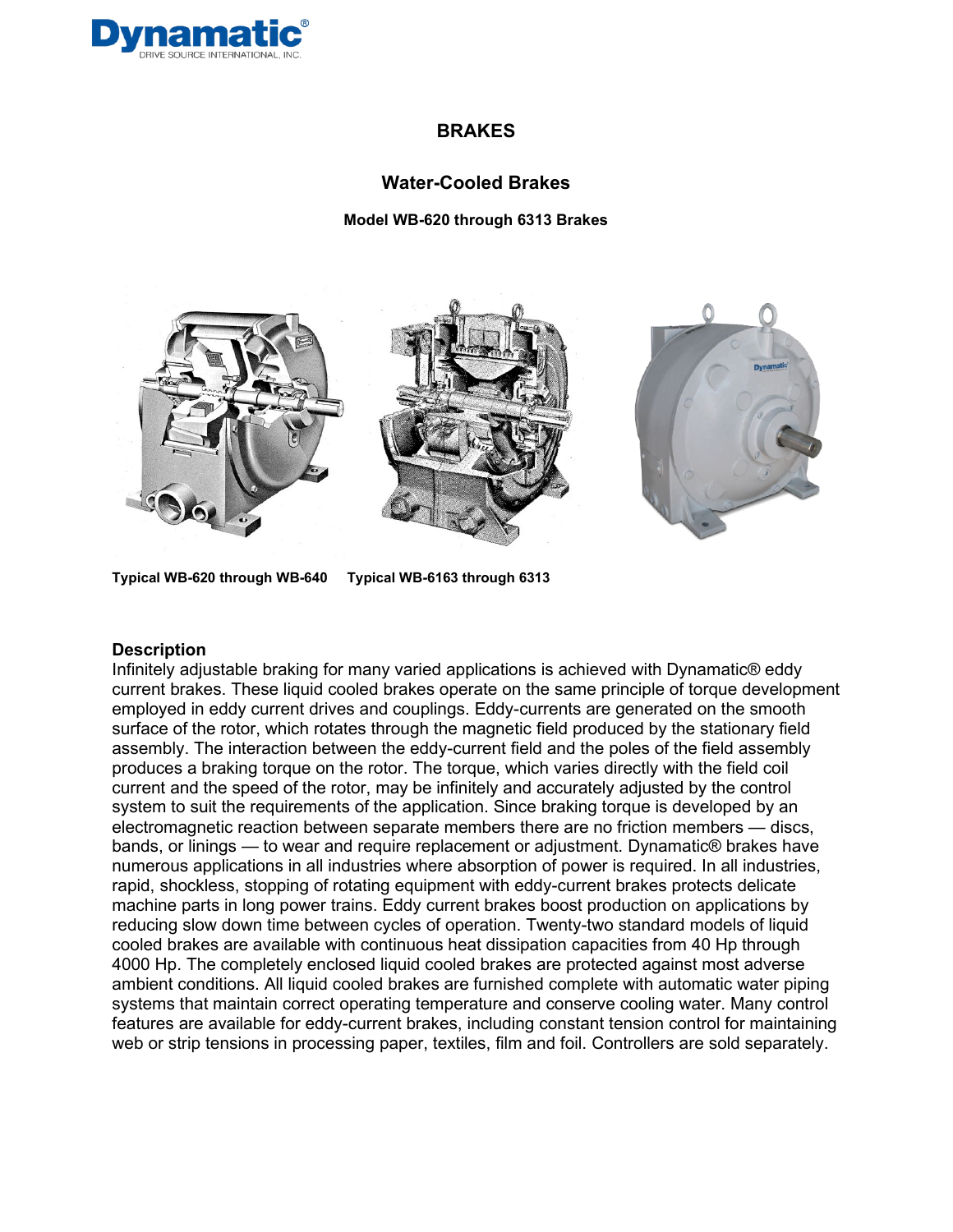# BRAKES

## Water-Cooled Brakes

### Model WB-620 through 6313 Brakes

**Typical WB-620 through WB-640** **Typical WB-6163 through 6313**

### Description

Infinitely adjustable braking for many varied applications is achieved with Dynamatic® eddy current brakes. These liquid cooled brakes operate on the same principle of torque development employed in eddy current drives and couplings. Eddy-currents are generated on the smooth surface of the rotor, which rotates through the magnetic field produced by the stationary field assembly. The interaction between the eddy-current field and the poles of the field assembly produces a braking torque on the rotor. The torque, which varies directly with the field coil current and the speed of the rotor, may be infinitely and accurately adjusted by the control system to suit the requirements of the application. Since braking torque is developed by an electromagnetic reaction between separate members there are no friction members — discs, bands, or linings — to wear and require replacement or adjustment. Dynamatic® brakes have numerous applications in all industries where absorption of power is required. In all industries, rapid, shockless, stopping of rotating equipment with eddy-current brakes protects delicate machine parts in long power trains. Eddy current brakes boost production on applications by reducing slow down time between cycles of operation. Twenty-two standard models of liquid cooled brakes are available with continuous heat dissipation capacities from 40 Hp through 4000 Hp. The completely enclosed liquid cooled brakes are protected against most adverse ambient conditions. All liquid cooled brakes are furnished complete with automatic water piping systems that maintain correct operating temperature and conserve cooling water. Many control features are available for eddy-current brakes, including constant tension control for maintaining web or strip tensions in processing paper, textiles, film and foil. Controllers are sold separately.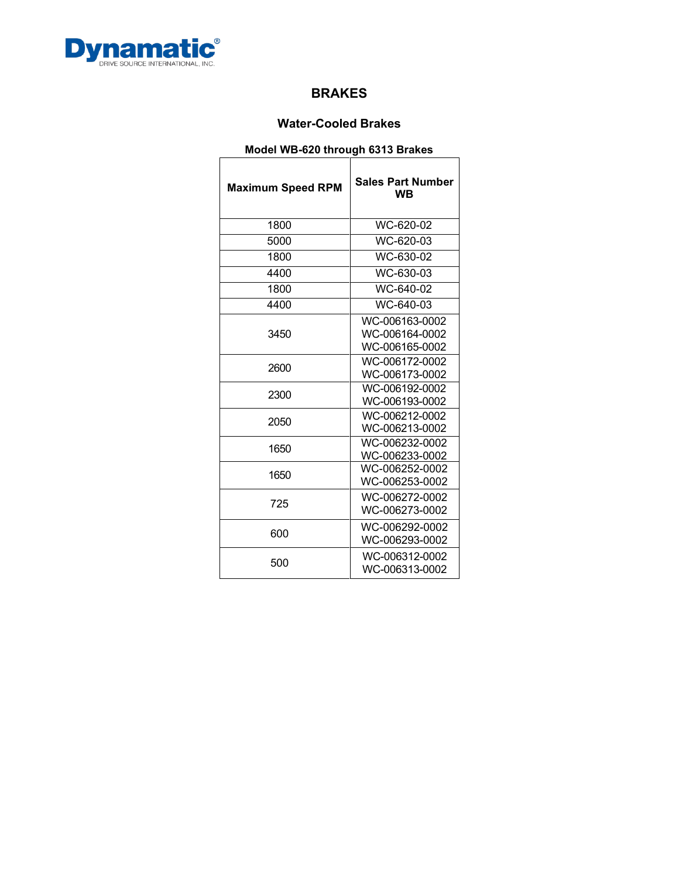# BRAKES

## Water-Cooled Brakes

### Model WB-620 through 6313 Brakes

| Maximum Speed RPM | Sales Part Number WB |
|---|---|
| 1800 | WC-620-02 |
| 5000 | WC-620-03 |
| 1800 | WC-630-02 |
| 4400 | WC-630-03 |
| 1800 | WC-640-02 |
| 4400 | WC-640-03 |
| 3450 | WC-006163-0002<br>WC-006164-0002<br>WC-006165-0002 |
| 2600 | WC-006172-0002<br>WC-006173-0002 |
| 2300 | WC-006192-0002<br>WC-006193-0002 |
| 2050 | WC-006212-0002<br>WC-006213-0002 |
| 1650 | WC-006232-0002<br>WC-006233-0002 |
| 1650 | WC-006252-0002<br>WC-006253-0002 |
| 725 | WC-006272-0002<br>WC-006273-0002 |
| 600 | WC-006292-0002<br>WC-006293-0002 |
| 500 | WC-006312-0002<br>WC-006313-0002 |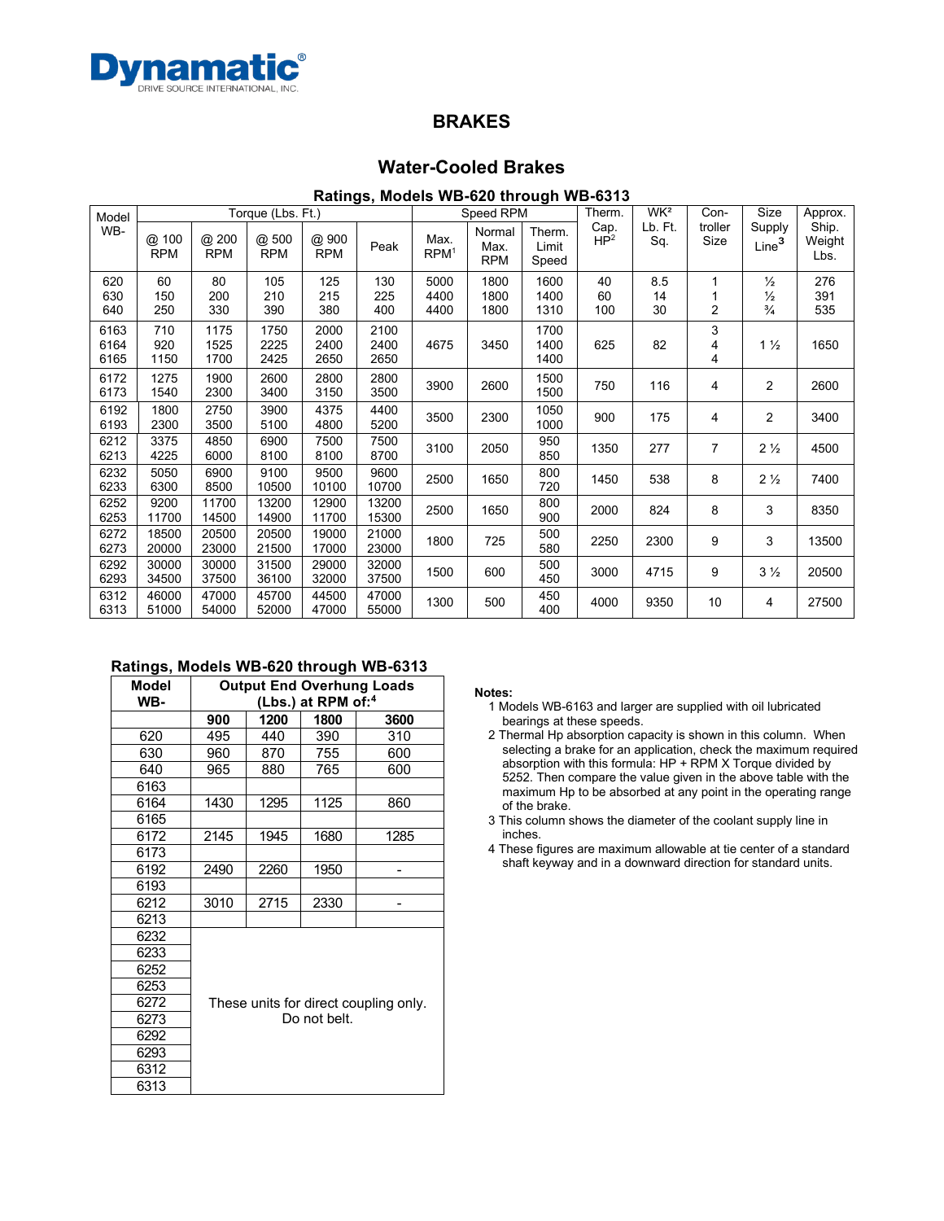Dynamatic®
DRIVE SOURCE INTERNATIONAL, INC.

# BRAKES

## Water-Cooled Brakes

### Ratings, Models WB-620 through WB-6313

| Model WB- | Torque (Lbs. Ft.) | | | | | Speed RPM | | | Therm. Cap. HP[2] | WK² Lb. Ft. Sq. | Con-troller Size | Size Supply Line[3] | Approx. Ship. Weight Lbs. |
|---|---|---|---|---|---|---|---|---|---|---|---|---|---|
| | @ 100 RPM | @ 200 RPM | @ 500 RPM | @ 900 RPM | Peak | Max. RPM[1] | Normal Max. RPM | Therm. Limit Speed | | | | | |
| 620 | 60 | 80 | 105 | 125 | 130 | 5000 | 1800 | 1600 | 40 | 8.5 | 1 | ½ | 276 |
| 630 | 150 | 200 | 210 | 215 | 225 | 4400 | 1800 | 1400 | 60 | 14 | 1 | ½ | 391 |
| 640 | 250 | 330 | 390 | 380 | 400 | 4400 | 1800 | 1310 | 100 | 30 | 2 | ¾ | 535 |
| 6163 | 710 | 1175 | 1750 | 2000 | 2100 | 4675 | 3450 | 1700 | 625 | 82 | 3 | 1 ½ | 1650 |
| 6164 | 920 | 1525 | 2225 | 2400 | 2400 | | | 1400 | | | 4 | | |
| 6165 | 1150 | 1700 | 2425 | 2650 | 2650 | | | 1400 | | | 4 | | |
| 6172 | 1275 | 1900 | 2600 | 2800 | 2800 | 3900 | 2600 | 1500 | 750 | 116 | 4 | 2 | 2600 |
| 6173 | 1540 | 2300 | 3400 | 3150 | 3500 | | | 1500 | | | | | |
| 6192 | 1800 | 2750 | 3900 | 4375 | 4400 | 3500 | 2300 | 1050 | 900 | 175 | 4 | 2 | 3400 |
| 6193 | 2300 | 3500 | 5100 | 4800 | 5200 | | | 1000 | | | | | |
| 6212 | 3375 | 4850 | 6900 | 7500 | 7500 | 3100 | 2050 | 950 | 1350 | 277 | 7 | 2 ½ | 4500 |
| 6213 | 4225 | 6000 | 8100 | 8100 | 8700 | | | 850 | | | | | |
| 6232 | 5050 | 6900 | 9100 | 9500 | 9600 | 2500 | 1650 | 800 | 1450 | 538 | 8 | 2 ½ | 7400 |
| 6233 | 6300 | 8500 | 10500 | 10100 | 10700 | | | 720 | | | | | |
| 6252 | 9200 | 11700 | 13200 | 12900 | 13200 | 2500 | 1650 | 800 | 2000 | 824 | 8 | 3 | 8350 |
| 6253 | 11700 | 14500 | 14900 | 11700 | 15300 | | | 900 | | | | | |
| 6272 | 18500 | 20500 | 20500 | 19000 | 21000 | 1800 | 725 | 500 | 2250 | 2300 | 9 | 3 | 13500 |
| 6273 | 20000 | 23000 | 21500 | 17000 | 23000 | | | 580 | | | | | |
| 6292 | 30000 | 30000 | 31500 | 29000 | 32000 | 1500 | 600 | 500 | 3000 | 4715 | 9 | 3 ½ | 20500 |
| 6293 | 34500 | 37500 | 36100 | 32000 | 37500 | | | 450 | | | | | |
| 6312 | 46000 | 47000 | 45700 | 44500 | 47000 | 1300 | 500 | 450 | 4000 | 9350 | 10 | 4 | 27500 |
| 6313 | 51000 | 54000 | 52000 | 47000 | 55000 | | | 400 | | | | | |

### Ratings, Models WB-620 through WB-6313

| Model WB- | Output End Overhung Loads (Lbs.) at RPM of:[4] | | | |
|---|---|---|---|---|
| | 900 | 1200 | 1800 | 3600 |
| 620 | 495 | 440 | 390 | 310 |
| 630 | 960 | 870 | 755 | 600 |
| 640 | 965 | 880 | 765 | 600 |
| 6163 | | | | |
| 6164 | 1430 | 1295 | 1125 | 860 |
| 6165 | | | | |
| 6172 | 2145 | 1945 | 1680 | 1285 |
| 6173 | | | | |
| 6192 | 2490 | 2260 | 1950 | - |
| 6193 | | | | |
| 6212 | 3010 | 2715 | 2330 | - |
| 6213 | | | | |
| 6232 | These units for direct coupling only. Do not belt. | | | |
| 6233 | | | | |
| 6252 | | | | |
| 6253 | | | | |
| 6272 | | | | |
| 6273 | | | | |
| 6292 | | | | |
| 6293 | | | | |
| 6312 | | | | |
| 6313 | | | | |

**Notes:**

1. Models WB-6163 and larger are supplied with oil lubricated bearings at these speeds.
2. Thermal Hp absorption capacity is shown in this column. When selecting a brake for an application, check the maximum required absorption with this formula: HP + RPM X Torque divided by 5252. Then compare the value given in the above table with the maximum Hp to be absorbed at any point in the operating range of the brake.
3. This column shows the diameter of the coolant supply line in inches.
4. These figures are maximum allowable at tie center of a standard shaft keyway and in a downward direction for standard units.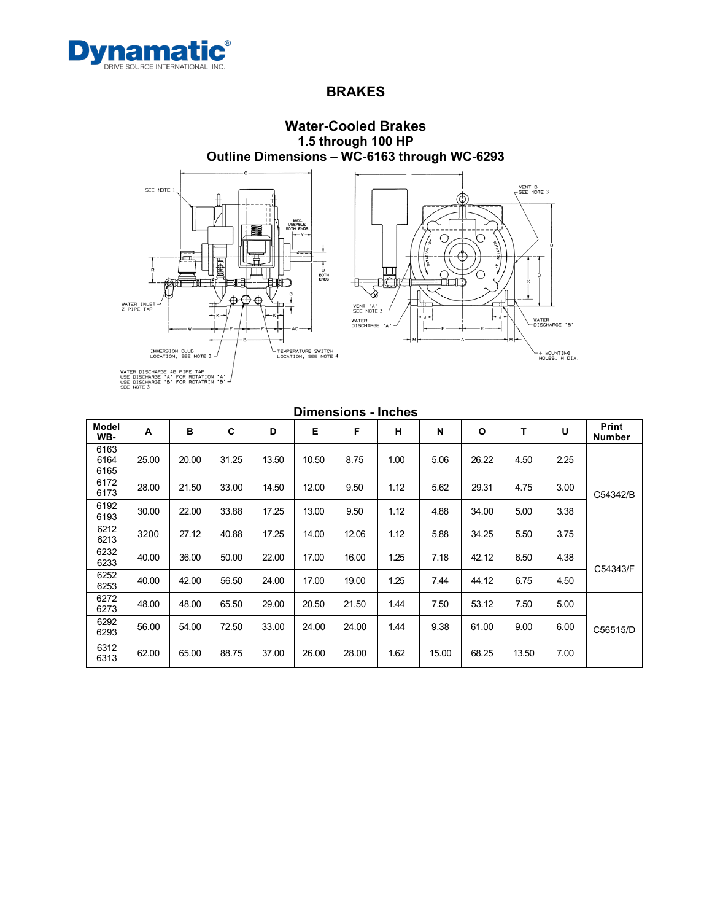**Dynamatic®**
DRIVE SOURCE INTERNATIONAL, INC.

## BRAKES

### Water-Cooled Brakes
### 1.5 through 100 HP
### Outline Dimensions – WC-6163 through WC-6293

SEE NOTE 1

MAX. USEABLE BOTH ENDS

U BOTH ENDS

WATER INLET Z PIPE TAP

IMMERSION BULB LOCATION, SEE NOTE 2

TEMPERATURE SWITCH LOCATION, SEE NOTE 4

WATER DISCHARGE AB PIPE TAP
USE DISCHARGE 'A' FOR ROTATION 'A'
USE DISCHARGE 'B' FOR ROTATRIN 'B'
SEE NOTE 3

VENT 'B' SEE NOTE 3

VENT 'A' SEE NOTE 3

WATER DISCHARGE 'A'

WATER DISCHARGE 'B'

4 MOUNTING HOLES, H DIA.

### Dimensions - Inches

| Model WB- | A | B | C | D | E | F | H | N | O | T | U | Print Number |
|---|---|---|---|---|---|---|---|---|---|---|---|---|
| 6163<br>6164<br>6165 | 25.00 | 20.00 | 31.25 | 13.50 | 10.50 | 8.75 | 1.00 | 5.06 | 26.22 | 4.50 | 2.25 | C54342/B |
| 6172<br>6173 | 28.00 | 21.50 | 33.00 | 14.50 | 12.00 | 9.50 | 1.12 | 5.62 | 29.31 | 4.75 | 3.00 | |
| 6192<br>6193 | 30.00 | 22.00 | 33.88 | 17.25 | 13.00 | 9.50 | 1.12 | 4.88 | 34.00 | 5.00 | 3.38 | |
| 6212<br>6213 | 3200 | 27.12 | 40.88 | 17.25 | 14.00 | 12.06 | 1.12 | 5.88 | 34.25 | 5.50 | 3.75 | |
| 6232<br>6233 | 40.00 | 36.00 | 50.00 | 22.00 | 17.00 | 16.00 | 1.25 | 7.18 | 42.12 | 6.50 | 4.38 | C54343/F |
| 6252<br>6253 | 40.00 | 42.00 | 56.50 | 24.00 | 17.00 | 19.00 | 1.25 | 7.44 | 44.12 | 6.75 | 4.50 | |
| 6272<br>6273 | 48.00 | 48.00 | 65.50 | 29.00 | 20.50 | 21.50 | 1.44 | 7.50 | 53.12 | 7.50 | 5.00 | C56515/D |
| 6292<br>6293 | 56.00 | 54.00 | 72.50 | 33.00 | 24.00 | 24.00 | 1.44 | 9.38 | 61.00 | 9.00 | 6.00 | |
| 6312<br>6313 | 62.00 | 65.00 | 88.75 | 37.00 | 26.00 | 28.00 | 1.62 | 15.00 | 68.25 | 13.50 | 7.00 | |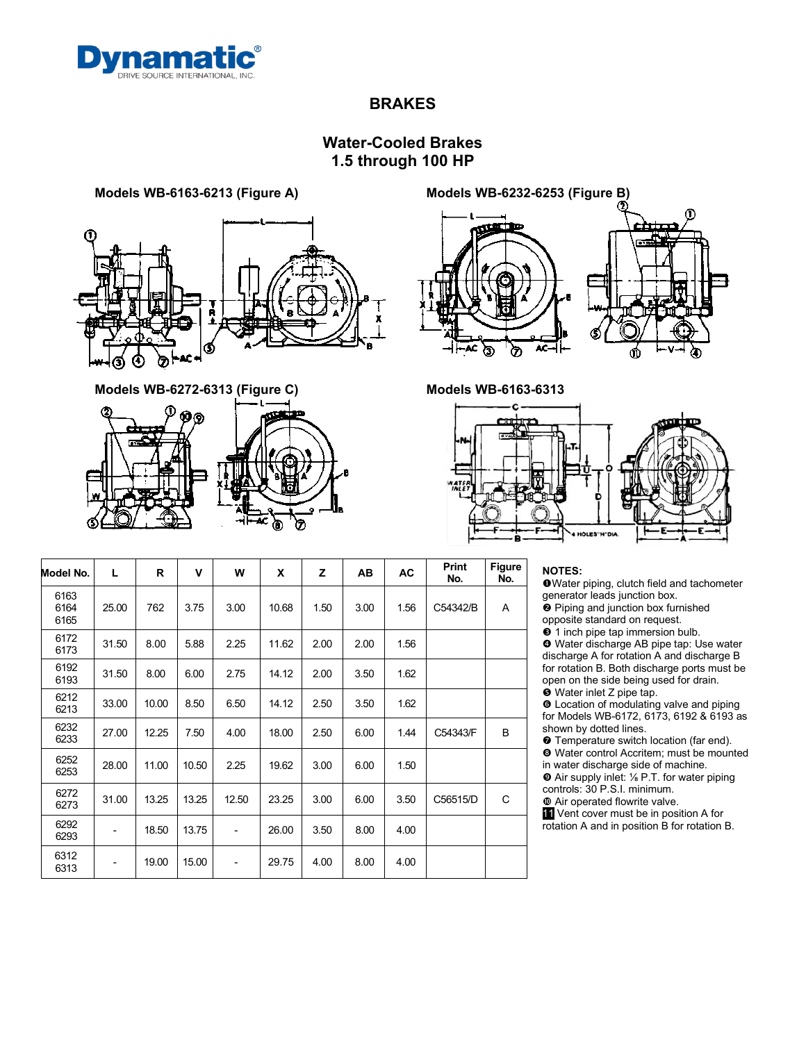# BRAKES

## Water-Cooled Brakes
## 1.5 through 100 HP

**Models WB-6163-6213 (Figure A)**

**Models WB-6232-6253 (Figure B)**

**Models WB-6272-6313 (Figure C)**

**Models WB-6163-6313**

| Model No. | L | R | V | W | X | Z | AB | AC | Print No. | Figure No. |
|---|---|---|---|---|---|---|---|---|---|---|
| 6163<br>6164<br>6165 | 25.00 | 762 | 3.75 | 3.00 | 10.68 | 1.50 | 3.00 | 1.56 | C54342/B | A |
| 6172<br>6173 | 31.50 | 8.00 | 5.88 | 2.25 | 11.62 | 2.00 | 2.00 | 1.56 | | |
| 6192<br>6193 | 31.50 | 8.00 | 6.00 | 2.75 | 14.12 | 2.00 | 3.50 | 1.62 | | |
| 6212<br>6213 | 33.00 | 10.00 | 8.50 | 6.50 | 14.12 | 2.50 | 3.50 | 1.62 | | |
| 6232<br>6233 | 27.00 | 12.25 | 7.50 | 4.00 | 18.00 | 2.50 | 6.00 | 1.44 | C54343/F | B |
| 6252<br>6253 | 28.00 | 11.00 | 10.50 | 2.25 | 19.62 | 3.00 | 6.00 | 1.50 | | |
| 6272<br>6273 | 31.00 | 13.25 | 13.25 | 12.50 | 23.25 | 3.00 | 6.00 | 3.50 | C56515/D | C |
| 6292<br>6293 | - | 18.50 | 13.75 | - | 26.00 | 3.50 | 8.00 | 4.00 | | |
| 6312<br>6313 | - | 19.00 | 15.00 | - | 29.75 | 4.00 | 8.00 | 4.00 | | |

**NOTES:**

1. Water piping, clutch field and tachometer generator leads junction box.
2. Piping and junction box furnished opposite standard on request.
3. 1 inch pipe tap immersion bulb.
4. Water discharge AB pipe tap: Use water discharge A for rotation A and discharge B for rotation B. Both discharge ports must be open on the side being used for drain.
5. Water inlet Z pipe tap.
6. Location of modulating valve and piping for Models WB-6172, 6173, 6192 & 6193 as shown by dotted lines.
7. Temperature switch location (far end).
8. Water control Accritem; must be mounted in water discharge side of machine.
9. Air supply inlet: ⅛ P.T. for water piping controls: 30 P.S.I. minimum.
10. Air operated flowrite valve.
11. Vent cover must be in position A for rotation A and in position B for rotation B.